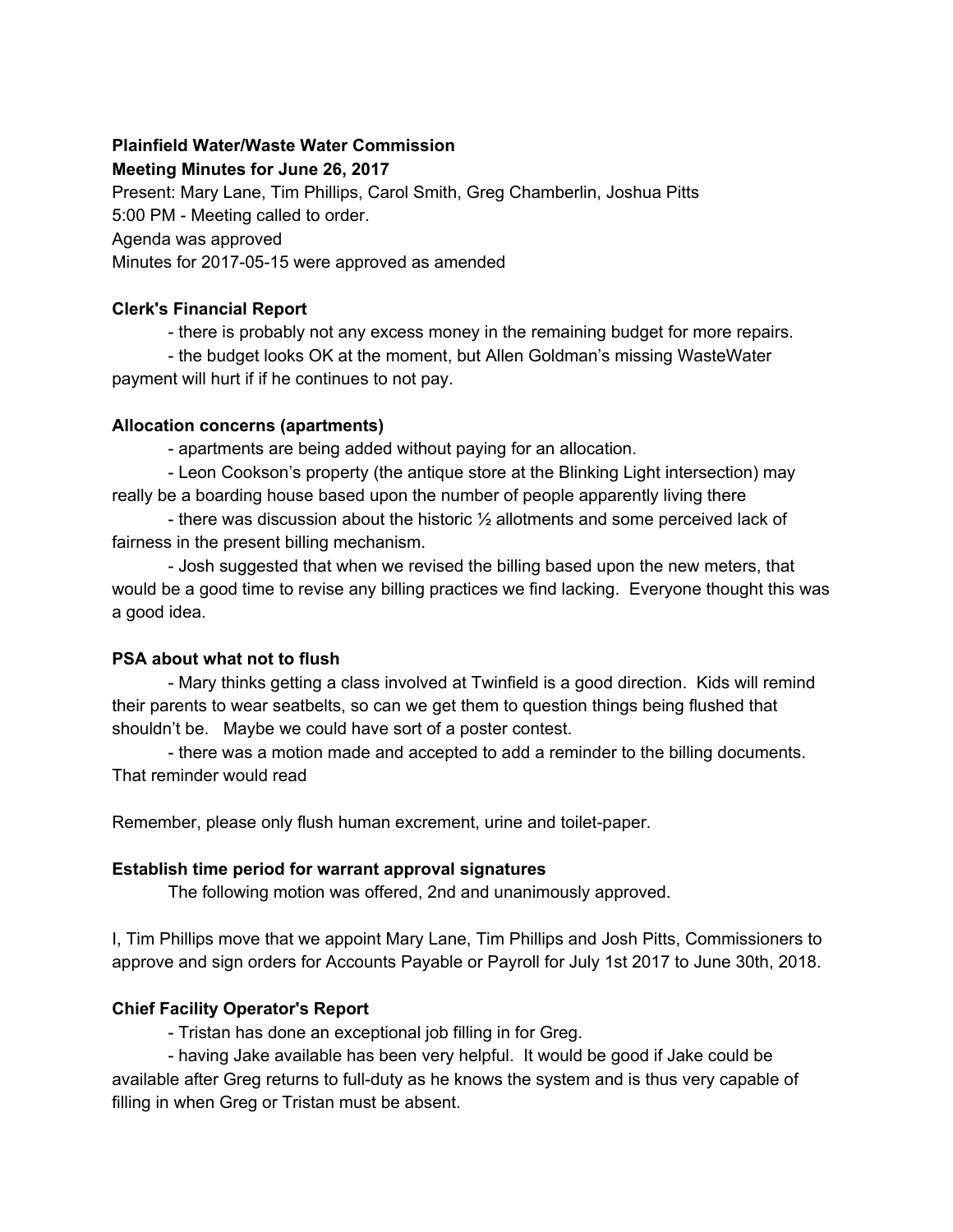**Plainfield Water/Waste Water Commission**
**Meeting Minutes for June 26, 2017**

Present: Mary Lane, Tim Phillips, Carol Smith, Greg Chamberlin, Joshua Pitts
5:00 PM - Meeting called to order.
Agenda was approved
Minutes for 2017-05-15 were approved as amended

**Clerk's Financial Report**

- there is probably not any excess money in the remaining budget for more repairs.
- the budget looks OK at the moment, but Allen Goldman's missing WasteWater payment will hurt if if he continues to not pay.

**Allocation concerns (apartments)**

- apartments are being added without paying for an allocation.
- Leon Cookson's property (the antique store at the Blinking Light intersection) may really be a boarding house based upon the number of people apparently living there
- there was discussion about the historic ½ allotments and some perceived lack of fairness in the present billing mechanism.
- Josh suggested that when we revised the billing based upon the new meters, that would be a good time to revise any billing practices we find lacking. Everyone thought this was a good idea.

**PSA about what not to flush**

- Mary thinks getting a class involved at Twinfield is a good direction. Kids will remind their parents to wear seatbelts, so can we get them to question things being flushed that shouldn't be. Maybe we could have sort of a poster contest.
- there was a motion made and accepted to add a reminder to the billing documents. That reminder would read

Remember, please only flush human excrement, urine and toilet-paper.

**Establish time period for warrant approval signatures**

The following motion was offered, 2nd and unanimously approved.

I, Tim Phillips move that we appoint Mary Lane, Tim Phillips and Josh Pitts, Commissioners to approve and sign orders for Accounts Payable or Payroll for July 1st 2017 to June 30th, 2018.

**Chief Facility Operator's Report**

- Tristan has done an exceptional job filling in for Greg.
- having Jake available has been very helpful. It would be good if Jake could be available after Greg returns to full-duty as he knows the system and is thus very capable of filling in when Greg or Tristan must be absent.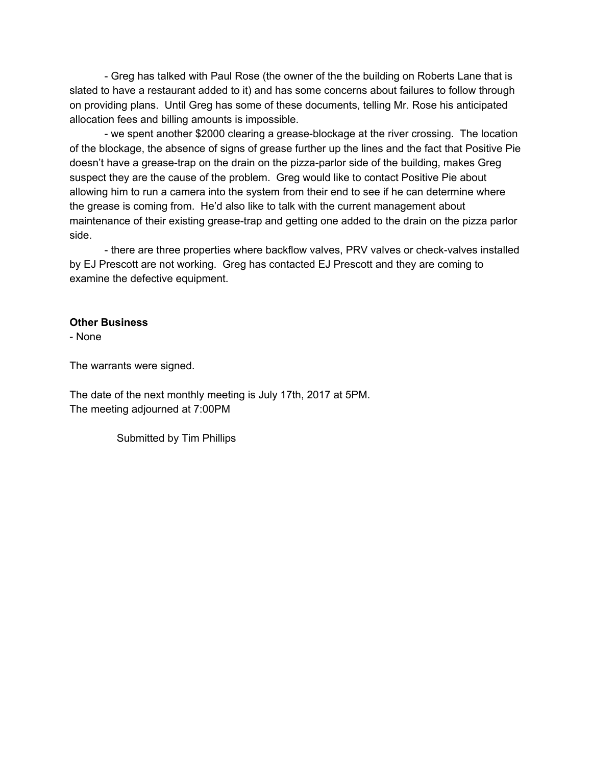- Greg has talked with Paul Rose (the owner of the the building on Roberts Lane that is slated to have a restaurant added to it) and has some concerns about failures to follow through on providing plans. Until Greg has some of these documents, telling Mr. Rose his anticipated allocation fees and billing amounts is impossible.

- we spent another $2000 clearing a grease-blockage at the river crossing. The location of the blockage, the absence of signs of grease further up the lines and the fact that Positive Pie doesn't have a grease-trap on the drain on the pizza-parlor side of the building, makes Greg suspect they are the cause of the problem. Greg would like to contact Positive Pie about allowing him to run a camera into the system from their end to see if he can determine where the grease is coming from. He'd also like to talk with the current management about maintenance of their existing grease-trap and getting one added to the drain on the pizza parlor side.

- there are three properties where backflow valves, PRV valves or check-valves installed by EJ Prescott are not working. Greg has contacted EJ Prescott and they are coming to examine the defective equipment.

**Other Business**

- None

The warrants were signed.

The date of the next monthly meeting is July 17th, 2017 at 5PM.
The meeting adjourned at 7:00PM

Submitted by Tim Phillips